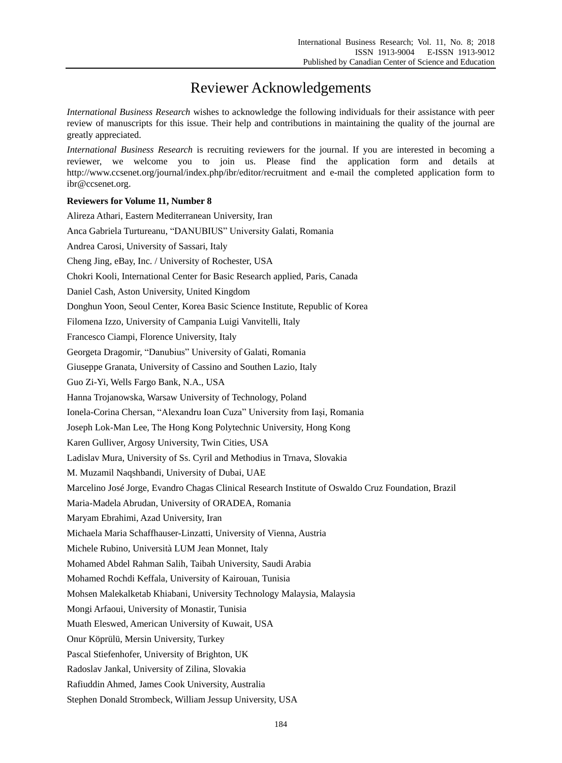# Reviewer Acknowledgements

*International Business Research* wishes to acknowledge the following individuals for their assistance with peer review of manuscripts for this issue. Their help and contributions in maintaining the quality of the journal are greatly appreciated.

*International Business Research* is recruiting reviewers for the journal. If you are interested in becoming a reviewer, we welcome you to join us. Please find the application form and details at http://www.ccsenet.org/journal/index.php/ibr/editor/recruitment and e-mail the completed application form to ibr@ccsenet.org.

**Reviewers for Volume 11, Number 8**

Alireza Athari, Eastern Mediterranean University, Iran

Anca Gabriela Turtureanu, "DANUBIUS" University Galati, Romania

Andrea Carosi, University of Sassari, Italy

Cheng Jing, eBay, Inc. / University of Rochester, USA

Chokri Kooli, International Center for Basic Research applied, Paris, Canada

Daniel Cash, Aston University, United Kingdom

Donghun Yoon, Seoul Center, Korea Basic Science Institute, Republic of Korea

Filomena Izzo, University of Campania Luigi Vanvitelli, Italy

Francesco Ciampi, Florence University, Italy

Georgeta Dragomir, "Danubius" University of Galati, Romania

Giuseppe Granata, University of Cassino and Southen Lazio, Italy

Guo Zi-Yi, Wells Fargo Bank, N.A., USA

Hanna Trojanowska, Warsaw University of Technology, Poland

Ionela-Corina Chersan, "Alexandru Ioan Cuza" University from Iași, Romania

Joseph Lok-Man Lee, The Hong Kong Polytechnic University, Hong Kong

Karen Gulliver, Argosy University, Twin Cities, USA

Ladislav Mura, University of Ss. Cyril and Methodius in Trnava, Slovakia

M. Muzamil Naqshbandi, University of Dubai, UAE

Marcelino José Jorge, Evandro Chagas Clinical Research Institute of Oswaldo Cruz Foundation, Brazil

Maria-Madela Abrudan, University of ORADEA, Romania

Maryam Ebrahimi, Azad University, Iran

Michaela Maria Schaffhauser-Linzatti, University of Vienna, Austria

Michele Rubino, Università LUM Jean Monnet, Italy

Mohamed Abdel Rahman Salih, Taibah University, Saudi Arabia

Mohamed Rochdi Keffala, University of Kairouan, Tunisia

Mohsen Malekalketab Khiabani, University Technology Malaysia, Malaysia

Mongi Arfaoui, University of Monastir, Tunisia

Muath Eleswed, American University of Kuwait, USA

Onur Köprülü, Mersin University, Turkey

Pascal Stiefenhofer, University of Brighton, UK

Radoslav Jankal, University of Zilina, Slovakia

Rafiuddin Ahmed, James Cook University, Australia

Stephen Donald Strombeck, William Jessup University, USA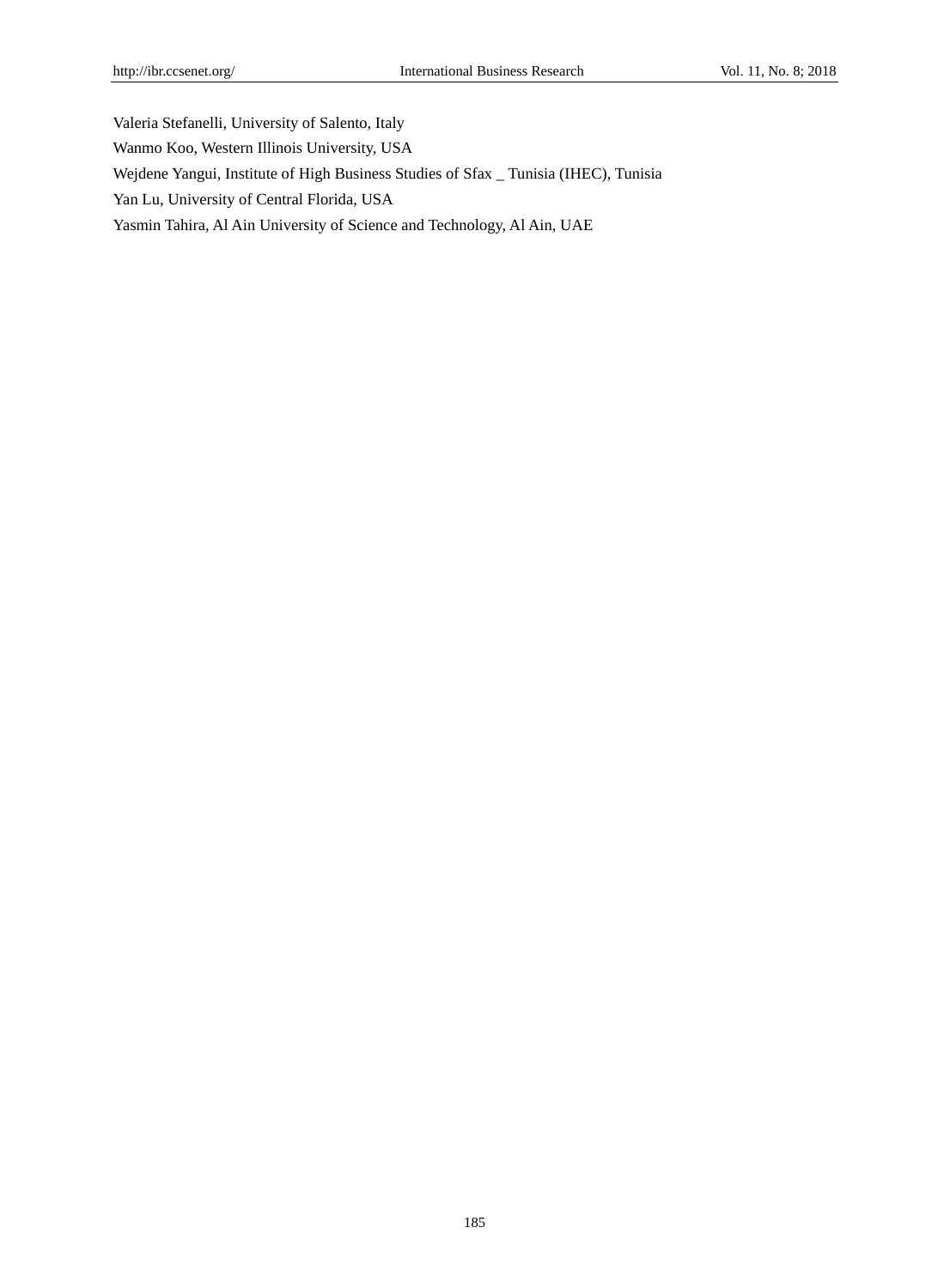Valeria Stefanelli, University of Salento, Italy

Wanmo Koo, Western Illinois University, USA

Wejdene Yangui, Institute of High Business Studies of Sfax _ Tunisia (IHEC), Tunisia

Yan Lu, University of Central Florida, USA

Yasmin Tahira, Al Ain University of Science and Technology, Al Ain, UAE